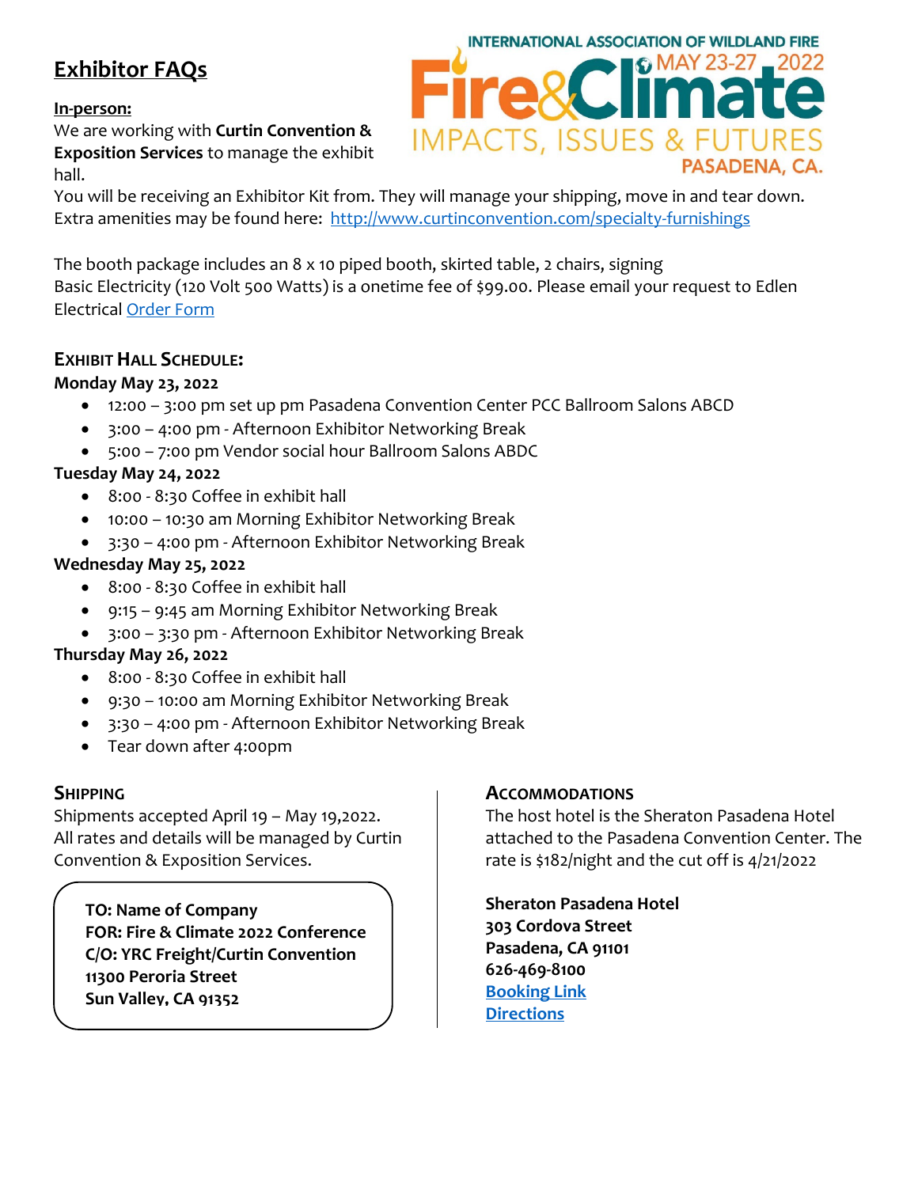# Exhibitor FAQs

INTERNATIONAL ASSOCIATION OF WILDLAND FIRE

Fire&Climate MAY 23-27 2022

IMPACTS, ISSUES & FUTURES

PASADENA, CA.

**In-person:**

We are working with **Curtin Convention & Exposition Services** to manage the exhibit hall.

You will be receiving an Exhibitor Kit from. They will manage your shipping, move in and tear down. Extra amenities may be found here: [http://www.curtinconvention.com/specialty-furnishings](http://www.curtinconvention.com/specialty-furnishings)

The booth package includes an 8 x 10 piped booth, skirted table, 2 chairs, signing
Basic Electricity (120 Volt 500 Watts) is a onetime fee of $99.00. Please email your request to Edlen Electrical Order Form

## EXHIBIT HALL SCHEDULE:

**Monday May 23, 2022**

- 12:00 – 3:00 pm set up pm Pasadena Convention Center PCC Ballroom Salons ABCD
- 3:00 – 4:00 pm - Afternoon Exhibitor Networking Break
- 5:00 – 7:00 pm Vendor social hour Ballroom Salons ABDC

**Tuesday May 24, 2022**

- 8:00 - 8:30 Coffee in exhibit hall
- 10:00 – 10:30 am Morning Exhibitor Networking Break
- 3:30 – 4:00 pm - Afternoon Exhibitor Networking Break

**Wednesday May 25, 2022**

- 8:00 - 8:30 Coffee in exhibit hall
- 9:15 – 9:45 am Morning Exhibitor Networking Break
- 3:00 – 3:30 pm - Afternoon Exhibitor Networking Break

**Thursday May 26, 2022**

- 8:00 - 8:30 Coffee in exhibit hall
- 9:30 – 10:00 am Morning Exhibitor Networking Break
- 3:30 – 4:00 pm - Afternoon Exhibitor Networking Break
- Tear down after 4:00pm

## SHIPPING

Shipments accepted April 19 – May 19,2022.
All rates and details will be managed by Curtin Convention & Exposition Services.

**TO: Name of Company**
**FOR: Fire & Climate 2022 Conference**
**C/O: YRC Freight/Curtin Convention**
**11300 Peroria Street**
**Sun Valley, CA 91352**

## ACCOMMODATIONS

The host hotel is the Sheraton Pasadena Hotel attached to the Pasadena Convention Center. The rate is $182/night and the cut off is 4/21/2022

**Sheraton Pasadena Hotel**
**303 Cordova Street**
**Pasadena, CA 91101**
**626-469-8100**
**Booking Link**
**Directions**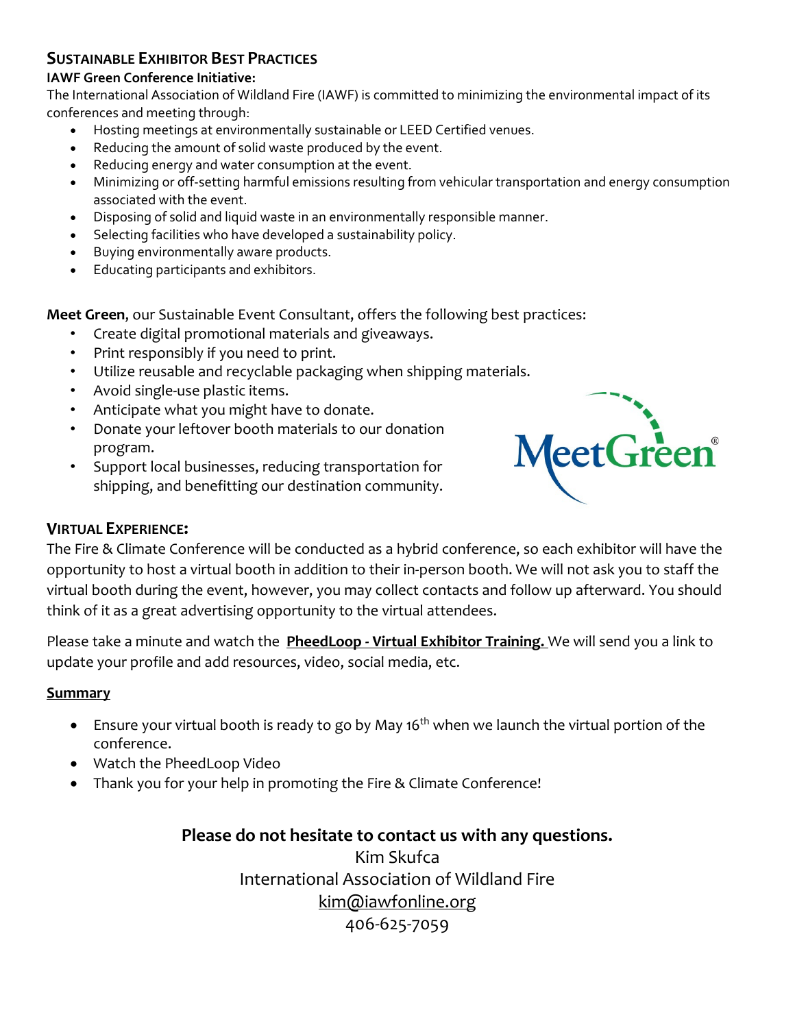## Sustainable Exhibitor Best Practices

**IAWF Green Conference Initiative:**

The International Association of Wildland Fire (IAWF) is committed to minimizing the environmental impact of its conferences and meeting through:

- Hosting meetings at environmentally sustainable or LEED Certified venues.
- Reducing the amount of solid waste produced by the event.
- Reducing energy and water consumption at the event.
- Minimizing or off-setting harmful emissions resulting from vehicular transportation and energy consumption associated with the event.
- Disposing of solid and liquid waste in an environmentally responsible manner.
- Selecting facilities who have developed a sustainability policy.
- Buying environmentally aware products.
- Educating participants and exhibitors.

**Meet Green**, our Sustainable Event Consultant, offers the following best practices:

- Create digital promotional materials and giveaways.
- Print responsibly if you need to print.
- Utilize reusable and recyclable packaging when shipping materials.
- Avoid single-use plastic items.
- Anticipate what you might have to donate.
- Donate your leftover booth materials to our donation program.
- Support local businesses, reducing transportation for shipping, and benefitting our destination community.

MeetGreen®

## Virtual Experience:

The Fire & Climate Conference will be conducted as a hybrid conference, so each exhibitor will have the opportunity to host a virtual booth in addition to their in-person booth. We will not ask you to staff the virtual booth during the event, however, you may collect contacts and follow up afterward. You should think of it as a great advertising opportunity to the virtual attendees.

Please take a minute and watch the **PheedLoop - Virtual Exhibitor Training.** We will send you a link to update your profile and add resources, video, social media, etc.

### Summary

- Ensure your virtual booth is ready to go by May 16th when we launch the virtual portion of the conference.
- Watch the PheedLoop Video
- Thank you for your help in promoting the Fire & Climate Conference!

**Please do not hesitate to contact us with any questions.**

Kim Skufca
International Association of Wildland Fire
kim@iawfonline.org
406-625-7059